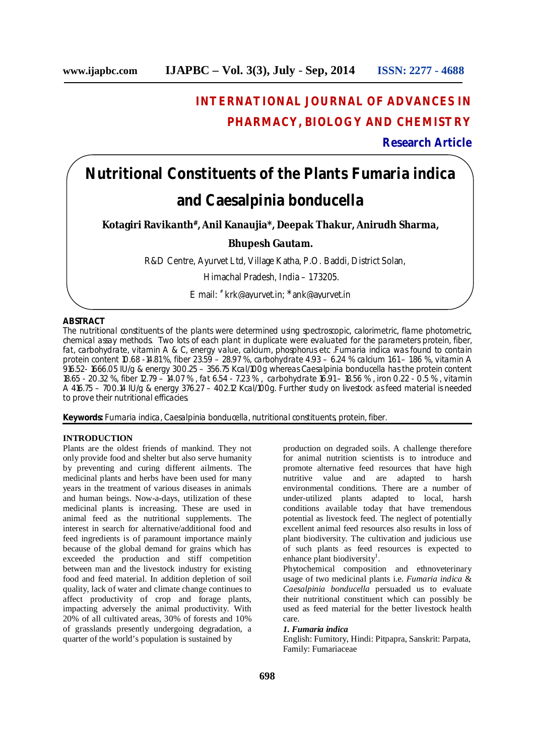# INTERNATIONAL JOURNAL OF ADVANCES IN PHARMACY, BIOLOGY AND CHEMISTRY

**Research Article**

# Nutritional Constituents of the Plants Fumaria indica and Caesalpinia bonducella

**Kotagiri Ravikanth#, Anil Kanaujia\*, Deepak Thakur, Anirudh Sharma, Bhupesh Gautam.**

R&D Centre, Ayurvet Ltd, Village Katha, P.O. Baddi, District Solan,

Himachal Pradesh, India – 173205.

E mail: # krk@ayurvet.in; \*ank@ayurvet.in

## ABSTRACT

The nutritional constituents of the plants were determined using spectroscopic, calorimetric, flame photometric, chemical assay methods. Two lots of each plant in duplicate were evaluated for the parameters protein, fiber, fat, carbohydrate, vitamin A & C, energy value, calcium, phosphorus etc .Fumaria indica was found to contain protein content 10.68 -14.81%, fiber 23.59 – 28.97 %, carbohydrate 4.93 – 6.24 % calcium 1.61 – 1.86 %, vitamin A 916.52- 1666.05 IU/g & energy 300.25 – 356.75 Kcal/100g whereas Caesalpinia bonducella has the protein content 18.65 - 20.32 %, fiber 12.79 – 14.07 % , fat 6.54 - 7.23 % , carbohydrate 16.91 – 18.56 % , iron 0.22 - 0.5 % , vitamin A 416.75 – 700.14 IU/g & energy 376.27 – 402.12 Kcal/100g. Further study on livestock as feed material is needed to prove their nutritional efficacies.

**Keywords:** Fumaria indica, Caesalpinia bonducella, nutritional constituents, protein, fiber.

## INTRODUCTION

Plants are the oldest friends of mankind. They not only provide food and shelter but also serve humanity by preventing and curing different ailments. The medicinal plants and herbs have been used for many years in the treatment of various diseases in animals and human beings. Now-a-days, utilization of these medicinal plants is increasing. These are used in animal feed as the nutritional supplements. The interest in search for alternative/additional food and feed ingredients is of paramount importance mainly because of the global demand for grains which has exceeded the production and stiff competition between man and the livestock industry for existing food and feed material. In addition depletion of soil quality, lack of water and climate change continues to affect productivity of crop and forage plants, impacting adversely the animal productivity. With 20% of all cultivated areas, 30% of forests and 10% of grasslands presently undergoing degradation, a quarter of the world's population is sustained by production on degraded soils. A challenge therefore for animal nutrition scientists is to introduce and promote alternative feed resources that have high nutritive value and are adapted to harsh environmental conditions. There are a number of under-utilized plants adapted to local, harsh conditions available today that have tremendous potential as livestock feed. The neglect of potentially excellent animal feed resources also results in loss of plant biodiversity. The cultivation and judicious use of such plants as feed resources is expected to enhance plant biodiversity[1].

Phytochemical composition and ethnoveterinary usage of two medicinal plants i.e. *Fumaria indica* & *Caesalpinia bonducella* persuaded us to evaluate their nutritional constituent which can possibly be used as feed material for the better livestock health care.

### *1. Fumaria indica*

English: Fumitory, Hindi: Pitpapra, Sanskrit: Parpata, Family: Fumariaceae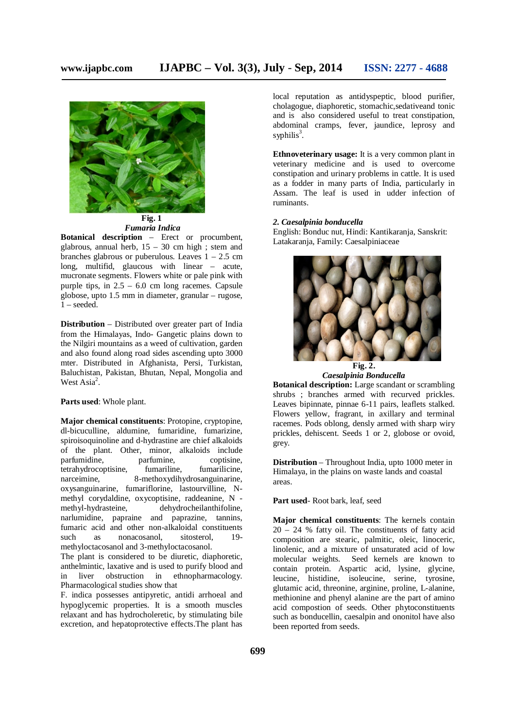Fig. 1
*Fumaria Indica*

**Botanical description** – Erect or procumbent, glabrous, annual herb, 15 – 30 cm high ; stem and branches glabrous or puberulous. Leaves 1 – 2.5 cm long, multifid, glaucous with linear – acute, mucronate segments. Flowers white or pale pink with purple tips, in 2.5 – 6.0 cm long racemes. Capsule globose, upto 1.5 mm in diameter, granular – rugose, 1 – seeded.

**Distribution** – Distributed over greater part of India from the Himalayas, Indo- Gangetic plains down to the Nilgiri mountains as a weed of cultivation, garden and also found along road sides ascending upto 3000 mter. Distributed in Afghanista, Persi, Turkistan, Baluchistan, Pakistan, Bhutan, Nepal, Mongolia and West Asia[2].

**Parts used**: Whole plant.

**Major chemical constituents**: Protopine, cryptopine, dl-bicuculline, aldumine, fumaridine, fumarizine, spiroisoquinoline and d-hydrastine are chief alkaloids of the plant. Other, minor, alkaloids include parfumidine, parfumine, coptisine, tetrahydrocoptisine, fumariline, fumarilicine, narceimine, 8-methoxydihydrosanguinarine, oxysanguinarine, fumariflorine, lastourvilline, N-methyl corydaldine, oxycoptisine, raddeanine, N - methyl-hydrasteine, dehydrocheilanthifoline, narlumidine, papraine and paprazine, tannins, fumaric acid and other non-alkaloidal constituents such as nonacosanol, sitosterol, 19-methyloctacosanol and 3-methyloctacosanol.

The plant is considered to be diuretic, diaphoretic, anthelmintic, laxative and is used to purify blood and in liver obstruction in ethnopharmacology. Pharmacological studies show that

F. indica possesses antipyretic, antidi arrhoeal and hypoglycemic properties. It is a smooth muscles relaxant and has hydrocholeretic, by stimulating bile excretion, and hepatoprotective effects.The plant has local reputation as antidyspeptic, blood purifier, cholagogue, diaphoretic, stomachic,sedativeand tonic and is also considered useful to treat constipation, abdominal cramps, fever, jaundice, leprosy and syphilis[3].

**Ethnoveterinary usage:** It is a very common plant in veterinary medicine and is used to overcome constipation and urinary problems in cattle. It is used as a fodder in many parts of India, particularly in Assam. The leaf is used in udder infection of ruminants.

### *2. Caesalpinia bonducella*

English: Bonduc nut, Hindi: Kantikaranja, Sanskrit: Latakaranja, Family: Caesalpiniaceae

Fig. 2.
*Caesalpinia Bonducella*

**Botanical description:** Large scandant or scrambling shrubs ; branches armed with recurved prickles. Leaves bipinnate, pinnae 6-11 pairs, leaflets stalked. Flowers yellow, fragrant, in axillary and terminal racemes. Pods oblong, densly armed with sharp wiry prickles, dehiscent. Seeds 1 or 2, globose or ovoid, grey.

**Distribution** – Throughout India, upto 1000 meter in Himalaya, in the plains on waste lands and coastal areas.

**Part used**- Root bark, leaf, seed

**Major chemical constituents**: The kernels contain 20 – 24 % fatty oil. The constituents of fatty acid composition are stearic, palmitic, oleic, linoceric, linolenic, and a mixture of unsaturated acid of low molecular weights. Seed kernels are known to contain protein. Aspartic acid, lysine, glycine, leucine, histidine, isoleucine, serine, tyrosine, glutamic acid, threonine, arginine, proline, L-alanine, methionine and phenyl alanine are the part of amino acid compostion of seeds. Other phytoconstituents such as bonducellin, caesalpin and ononitol have also been reported from seeds.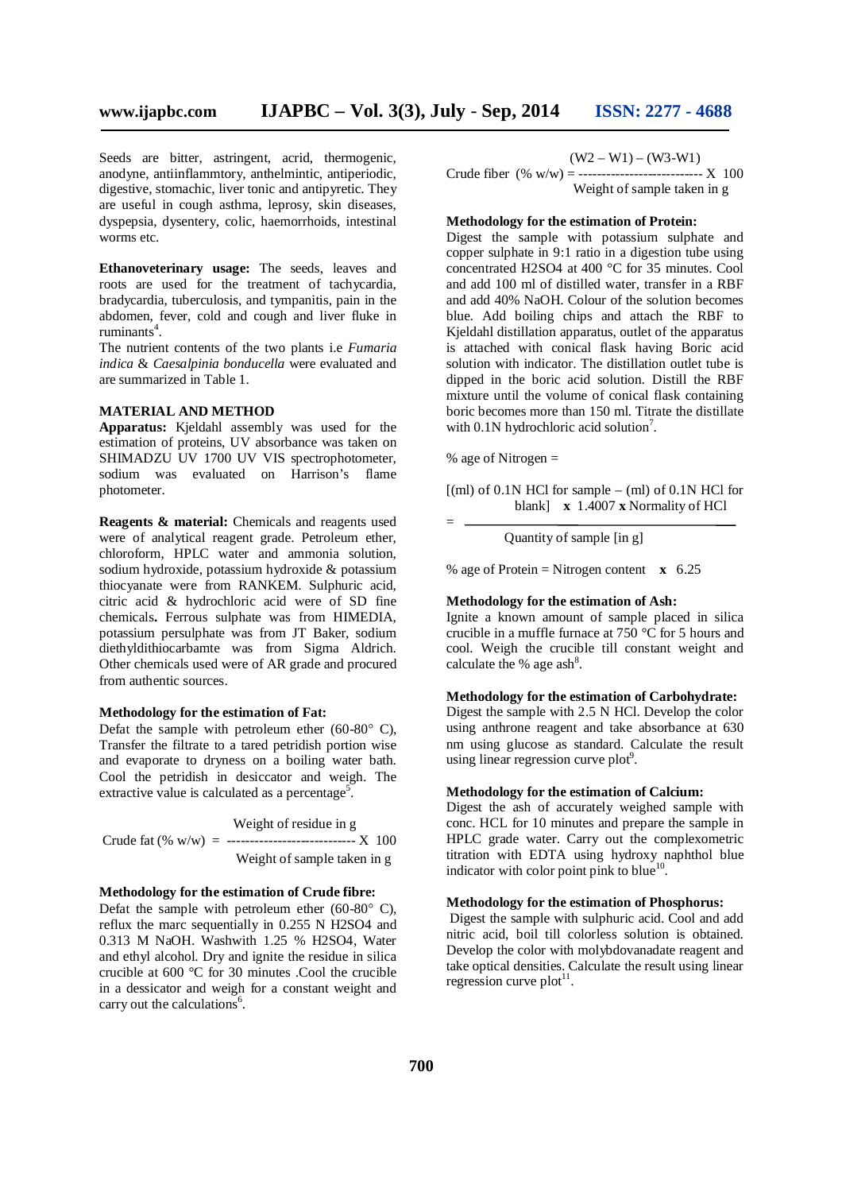Seeds are bitter, astringent, acrid, thermogenic, anodyne, antiinflammtory, anthelmintic, antiperiodic, digestive, stomachic, liver tonic and antipyretic. They are useful in cough asthma, leprosy, skin diseases, dyspepsia, dysentery, colic, haemorrhoids, intestinal worms etc.

**Ethanoveterinary usage:** The seeds, leaves and roots are used for the treatment of tachycardia, bradycardia, tuberculosis, and tympanitis, pain in the abdomen, fever, cold and cough and liver fluke in ruminants[4].

The nutrient contents of the two plants i.e *Fumaria indica* & *Caesalpinia bonducella* were evaluated and are summarized in Table 1.

## MATERIAL AND METHOD

**Apparatus:** Kjeldahl assembly was used for the estimation of proteins, UV absorbance was taken on SHIMADZU UV 1700 UV VIS spectrophotometer, sodium was evaluated on Harrison's flame photometer.

**Reagents & material:** Chemicals and reagents used were of analytical reagent grade. Petroleum ether, chloroform, HPLC water and ammonia solution, sodium hydroxide, potassium hydroxide & potassium thiocyanate were from RANKEM. Sulphuric acid, citric acid & hydrochloric acid were of SD fine chemicals**.** Ferrous sulphate was from HIMEDIA, potassium persulphate was from JT Baker, sodium diethyldithiocarbamte was from Sigma Aldrich. Other chemicals used were of AR grade and procured from authentic sources.

### Methodology for the estimation of Fat:

Defat the sample with petroleum ether (60-80° C), Transfer the filtrate to a tared petridish portion wise and evaporate to dryness on a boiling water bath. Cool the petridish in desiccator and weigh. The extractive value is calculated as a percentage[5].

$$\text{Crude fat (\% w/w)} = \frac{\text{Weight of residue in g}}{\text{Weight of sample taken in g}} \times 100$$

### Methodology for the estimation of Crude fibre:

Defat the sample with petroleum ether (60-80° C), reflux the marc sequentially in 0.255 N $H_2SO_4$ and 0.313 M NaOH. Washwith 1.25 % $H_2SO_4$, Water and ethyl alcohol. Dry and ignite the residue in silica crucible at 600 °C for 30 minutes .Cool the crucible in a dessicator and weigh for a constant weight and carry out the calculations[6].

$$\text{Crude fiber (\% w/w)} = \frac{(W2 - W1) - (W3 - W1)}{\text{Weight of sample taken in g}} \times 100$$

### Methodology for the estimation of Protein:

Digest the sample with potassium sulphate and copper sulphate in 9:1 ratio in a digestion tube using concentrated $H_2SO_4$ at 400 °C for 35 minutes. Cool and add 100 ml of distilled water, transfer in a RBF and add 40% NaOH. Colour of the solution becomes blue. Add boiling chips and attach the RBF to Kjeldahl distillation apparatus, outlet of the apparatus is attached with conical flask having Boric acid solution with indicator. The distillation outlet tube is dipped in the boric acid solution. Distill the RBF mixture until the volume of conical flask containing boric becomes more than 150 ml. Titrate the distillate with 0.1N hydrochloric acid solution[7].

% age of Nitrogen =

$$= \frac{[\text{(ml) of 0.1N HCl for sample} - \text{(ml) of 0.1N HCl for blank}] \times 1.4007 \times \text{Normality of HCl}}{\text{Quantity of sample [in g]}}$$

% age of Protein = Nitrogen content **x** 6.25

### Methodology for the estimation of Ash:

Ignite a known amount of sample placed in silica crucible in a muffle furnace at 750 °C for 5 hours and cool. Weigh the crucible till constant weight and calculate the % age ash[8].

### Methodology for the estimation of Carbohydrate:

Digest the sample with 2.5 N HCl. Develop the color using anthrone reagent and take absorbance at 630 nm using glucose as standard. Calculate the result using linear regression curve plot[9].

### Methodology for the estimation of Calcium:

Digest the ash of accurately weighed sample with conc. HCL for 10 minutes and prepare the sample in HPLC grade water. Carry out the complexometric titration with EDTA using hydroxy naphthol blue indicator with color point pink to blue[10].

### Methodology for the estimation of Phosphorus:

Digest the sample with sulphuric acid. Cool and add nitric acid, boil till colorless solution is obtained. Develop the color with molybdovanadate reagent and take optical densities. Calculate the result using linear regression curve plot[11].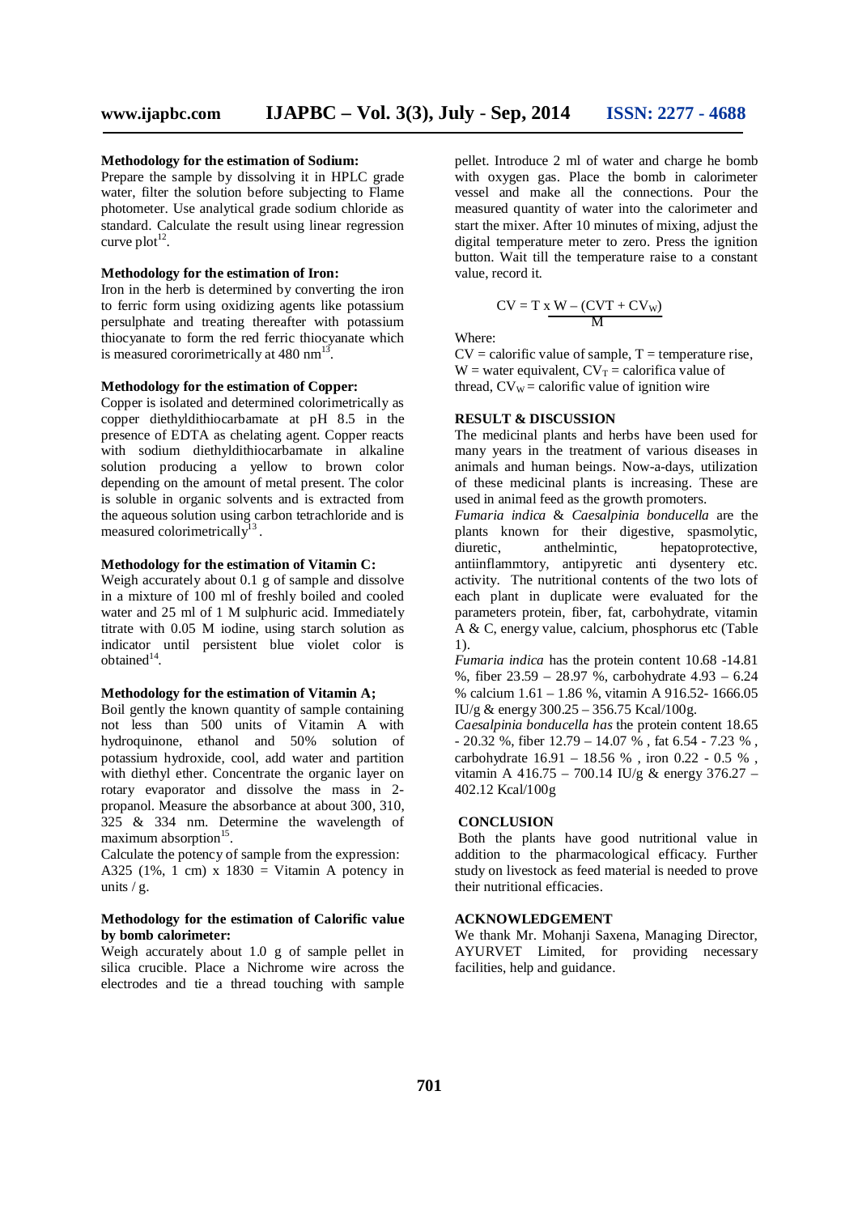### Methodology for the estimation of Sodium:

Prepare the sample by dissolving it in HPLC grade water, filter the solution before subjecting to Flame photometer. Use analytical grade sodium chloride as standard. Calculate the result using linear regression curve plot[12].

### Methodology for the estimation of Iron:

Iron in the herb is determined by converting the iron to ferric form using oxidizing agents like potassium persulphate and treating thereafter with potassium thiocyanate to form the red ferric thiocyanate which is measured cororimetrically at 480 nm[13].

### Methodology for the estimation of Copper:

Copper is isolated and determined colorimetrically as copper diethyldithiocarbamate at pH 8.5 in the presence of EDTA as chelating agent. Copper reacts with sodium diethyldithiocarbamate in alkaline solution producing a yellow to brown color depending on the amount of metal present. The color is soluble in organic solvents and is extracted from the aqueous solution using carbon tetrachloride and is measured colorimetrically[13].

### Methodology for the estimation of Vitamin C:

Weigh accurately about 0.1 g of sample and dissolve in a mixture of 100 ml of freshly boiled and cooled water and 25 ml of 1 M sulphuric acid. Immediately titrate with 0.05 M iodine, using starch solution as indicator until persistent blue violet color is obtained[14].

### Methodology for the estimation of Vitamin A;

Boil gently the known quantity of sample containing not less than 500 units of Vitamin A with hydroquinone, ethanol and 50% solution of potassium hydroxide, cool, add water and partition with diethyl ether. Concentrate the organic layer on rotary evaporator and dissolve the mass in 2-propanol. Measure the absorbance at about 300, 310, 325 & 334 nm. Determine the wavelength of maximum absorption[15].

Calculate the potency of sample from the expression:
A325 (1%, 1 cm) x 1830 = Vitamin A potency in units / g.

### Methodology for the estimation of Calorific value by bomb calorimeter:

Weigh accurately about 1.0 g of sample pellet in silica crucible. Place a Nichrome wire across the electrodes and tie a thread touching with sample pellet. Introduce 2 ml of water and charge he bomb with oxygen gas. Place the bomb in calorimeter vessel and make all the connections. Pour the measured quantity of water into the calorimeter and start the mixer. After 10 minutes of mixing, adjust the digital temperature meter to zero. Press the ignition button. Wait till the temperature raise to a constant value, record it.

$$CV = \frac{T \times W - (CVT + CV_W)}{M}$$

Where:
CV = calorific value of sample, T = temperature rise, W = water equivalent, $CV_T$ = calorifica value of thread, $CV_W$ = calorific value of ignition wire

### RESULT & DISCUSSION

The medicinal plants and herbs have been used for many years in the treatment of various diseases in animals and human beings. Now-a-days, utilization of these medicinal plants is increasing. These are used in animal feed as the growth promoters.

*Fumaria indica* & *Caesalpinia bonducella* are the plants known for their digestive, spasmolytic, diuretic, anthelmintic, hepatoprotective, antiinflammtory, antipyretic anti dysentery etc. activity. The nutritional contents of the two lots of each plant in duplicate were evaluated for the parameters protein, fiber, fat, carbohydrate, vitamin A & C, energy value, calcium, phosphorus etc (Table 1).

*Fumaria indica* has the protein content 10.68 -14.81 %, fiber 23.59 – 28.97 %, carbohydrate 4.93 – 6.24 % calcium 1.61 – 1.86 %, vitamin A 916.52- 1666.05 IU/g & energy 300.25 – 356.75 Kcal/100g.

*Caesalpinia bonducella has* the protein content 18.65 - 20.32 %, fiber 12.79 – 14.07 % , fat 6.54 - 7.23 % , carbohydrate 16.91 – 18.56 % , iron 0.22 - 0.5 % , vitamin A 416.75 – 700.14 IU/g & energy 376.27 – 402.12 Kcal/100g

### CONCLUSION

Both the plants have good nutritional value in addition to the pharmacological efficacy. Further study on livestock as feed material is needed to prove their nutritional efficacies.

### ACKNOWLEDGEMENT

We thank Mr. Mohanji Saxena, Managing Director, AYURVET Limited, for providing necessary facilities, help and guidance.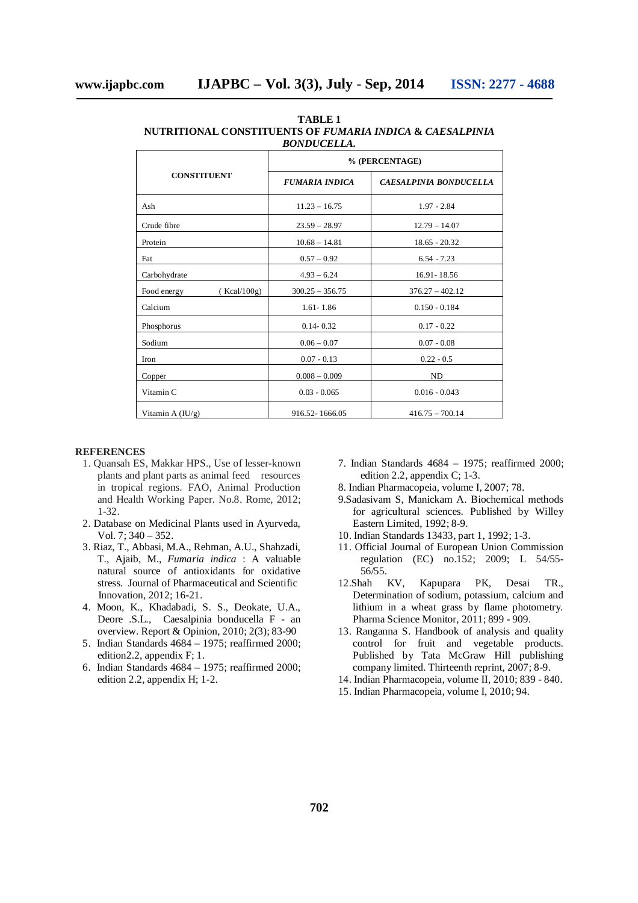**TABLE 1**
**NUTRITIONAL CONSTITUENTS OF *FUMARIA INDICA* & *CAESALPINIA BONDUCELLA.***

| CONSTITUENT | % (PERCENTAGE) | |
|---|---|---|
| | ***FUMARIA INDICA*** | ***CAESALPINIA BONDUCELLA*** |
| Ash | 11.23 – 16.75 | 1.97 - 2.84 |
| Crude fibre | 23.59 – 28.97 | 12.79 – 14.07 |
| Protein | 10.68 – 14.81 | 18.65 - 20.32 |
| Fat | 0.57 – 0.92 | 6.54 - 7.23 |
| Carbohydrate | 4.93 – 6.24 | 16.91- 18.56 |
| Food energy (Kcal/100g) | 300.25 – 356.75 | 376.27 – 402.12 |
| Calcium | 1.61- 1.86 | 0.150 - 0.184 |
| Phosphorus | 0.14- 0.32 | 0.17 - 0.22 |
| Sodium | 0.06 – 0.07 | 0.07 - 0.08 |
| Iron | 0.07 - 0.13 | 0.22 - 0.5 |
| Copper | 0.008 – 0.009 | ND |
| Vitamin C | 0.03 - 0.065 | 0.016 - 0.043 |
| Vitamin A (IU/g) | 916.52- 1666.05 | 416.75 – 700.14 |

## REFERENCES

1. Quansah ES, Makkar HPS., Use of lesser-known plants and plant parts as animal feed resources in tropical regions. FAO, Animal Production and Health Working Paper. No.8. Rome, 2012; 1-32.
2. Database on Medicinal Plants used in Ayurveda, Vol. 7; 340 – 352.
3. Riaz, T., Abbasi, M.A., Rehman, A.U., Shahzadi, T., Ajaib, M., *Fumaria indica* : A valuable natural source of antioxidants for oxidative stress. Journal of Pharmaceutical and Scientific Innovation, 2012; 16-21.
4. Moon, K., Khadabadi, S. S., Deokate, U.A., Deore .S.L., Caesalpinia bonducella F - an overview. Report & Opinion, 2010; 2(3); 83-90
5. Indian Standards 4684 – 1975; reaffirmed 2000; edition2.2, appendix F; 1.
6. Indian Standards 4684 – 1975; reaffirmed 2000; edition 2.2, appendix H; 1-2.
7. Indian Standards 4684 – 1975; reaffirmed 2000; edition 2.2, appendix C; 1-3.
8. Indian Pharmacopeia, volume I, 2007; 78.
9. Sadasivam S, Manickam A. Biochemical methods for agricultural sciences. Published by Willey Eastern Limited, 1992; 8-9.
10. Indian Standards 13433, part 1, 1992; 1-3.
11. Official Journal of European Union Commission regulation (EC) no.152; 2009; L 54/55-56/55.
12. Shah KV, Kapupara PK, Desai TR., Determination of sodium, potassium, calcium and lithium in a wheat grass by flame photometry. Pharma Science Monitor, 2011; 899 - 909.
13. Ranganna S. Handbook of analysis and quality control for fruit and vegetable products. Published by Tata McGraw Hill publishing company limited. Thirteenth reprint, 2007; 8-9.
14. Indian Pharmacopeia, volume II, 2010; 839 - 840.
15. Indian Pharmacopeia, volume I, 2010; 94.